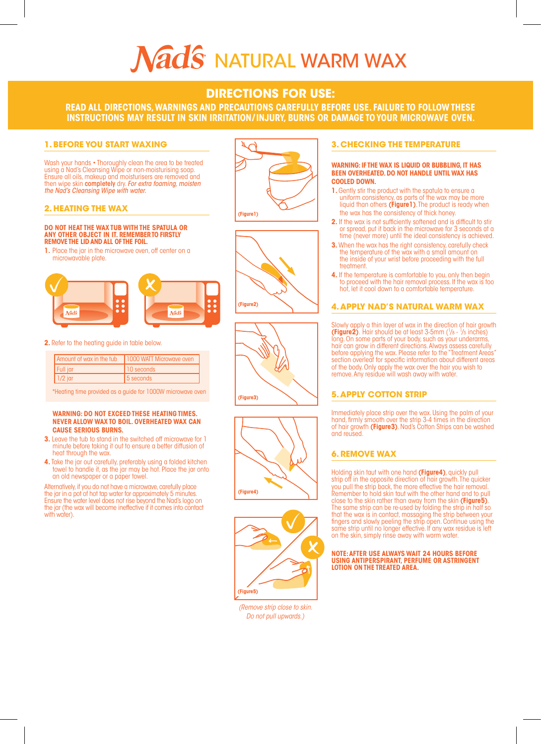# Nad's NATURAL WARM WAX

## DIRECTIONS FOR USE:

**READ ALL DIRECTIONS, WARNINGS AND PRECAUTIONS CAREFULLY BEFORE USE. FAILURE TO FOLLOW THESE INSTRUCTIONS MAY RESULT IN SKIN IRRITATION/INJURY, BURNS OR DAMAGE TO YOUR MICROWAVE OVEN.**

### 1. BEFORE YOU START WAXING

Wash your hands • Thoroughly clean the area to be treated using a Nad's Cleansing Wipe or non-moisturising soap. Ensure all oils, makeup and moisturisers are removed and then wipe skin **completely** dry. *For extra foaming, moisten the Nad's Cleansing Wipe with water.*

### 2. HEATING THE WAX

**DO NOT HEAT THE WAX TUB WITH THE SPATULA OR ANY OTHER OBJECT IN IT. REMEMBER TO FIRSTLY REMOVE THE LID AND ALL OF THE FOIL.**

1. Place the jar in the microwave oven, off center on a microwavable plate.

2. Refer to the heating guide in table below.

| Amount of wax in the tub | 1000 WATT Microwave oven |
|---|---|
| Full jar | 10 seconds |
| 1/2 jar | 5 seconds |

*Heating time provided as a guide for 1000W microwave oven

**WARNING: DO NOT EXCEED THESE HEATING TIMES. NEVER ALLOW WAX TO BOIL. OVERHEATED WAX CAN CAUSE SERIOUS BURNS.**

3. Leave the tub to stand in the switched off microwave for 1 minute before taking it out to ensure a better diffusion of heat through the wax.
4. Take the jar out carefully, preferably using a folded kitchen towel to handle it, as the jar may be hot. Place the jar onto an old newspaper or a paper towel.

Alternatively, if you do not have a microwave, carefully place the jar in a pot of hot tap water for approximately 5 minutes. Ensure the water level does not rise beyond the Nad's logo on the jar (the wax will become ineffective if it comes into contact with water).

(Figure1)

(Figure2)

(Figure3)

(Figure4)

(Figure5)

*(Remove strip close to skin. Do not pull upwards.)*

### 3. CHECKING THE TEMPERATURE

**WARNING: IF THE WAX IS LIQUID OR BUBBLING, IT HAS BEEN OVERHEATED. DO NOT HANDLE UNTIL WAX HAS COOLED DOWN.**

1. Gently stir the product with the spatula to ensure a uniform consistency, as parts of the wax may be more liquid than others **(Figure1)**. The product is ready when the wax has the consistency of thick honey.
2. If the wax is not sufficiently softened and is difficult to stir or spread, put it back in the microwave for 3 seconds at a time (never more) until the ideal consistency is achieved.
3. When the wax has the right consistency, carefully check the temperature of the wax with a small amount on the inside of your wrist before proceeding with the full treatment.
4. If the temperature is comfortable to you, only then begin to proceed with the hair removal process. If the wax is too hot, let it cool down to a comfortable temperature.

### 4. APPLY NAD'S NATURAL WARM WAX

Slowly apply a thin layer of wax in the direction of hair growth **(Figure2)**. Hair should be at least 3-5mm (1/8 - 1/5 inches) long. On some parts of your body, such as your underarms, hair can grow in different directions. Always assess carefully before applying the wax. Please refer to the "Treatment Areas" section overleaf for specific information about different areas of the body. Only apply the wax over the hair you wish to remove. Any residue will wash away with water.

### 5. APPLY COTTON STRIP

Immediately place strip over the wax. Using the palm of your hand, firmly smooth over the strip 3-4 times in the direction of hair growth **(Figure3)**. Nad's Cotton Strips can be washed and reused.

### 6. REMOVE WAX

Holding skin taut with one hand **(Figure4)**, quickly pull strip off in the opposite direction of hair growth. The quicker you pull the strip back, the more effective the hair removal. Remember to hold skin taut with the other hand and to pull close to the skin rather than away from the skin **(Figure5)**. The same strip can be re-used by folding the strip in half so that the wax is in contact, massaging the strip between your fingers and slowly peeling the strip open. Continue using the same strip until no longer effective. If any wax residue is left on the skin, simply rinse away with warm water.

**NOTE: AFTER USE ALWAYS WAIT 24 HOURS BEFORE USING ANTIPERSPIRANT, PERFUME OR ASTRINGENT LOTION ON THE TREATED AREA.**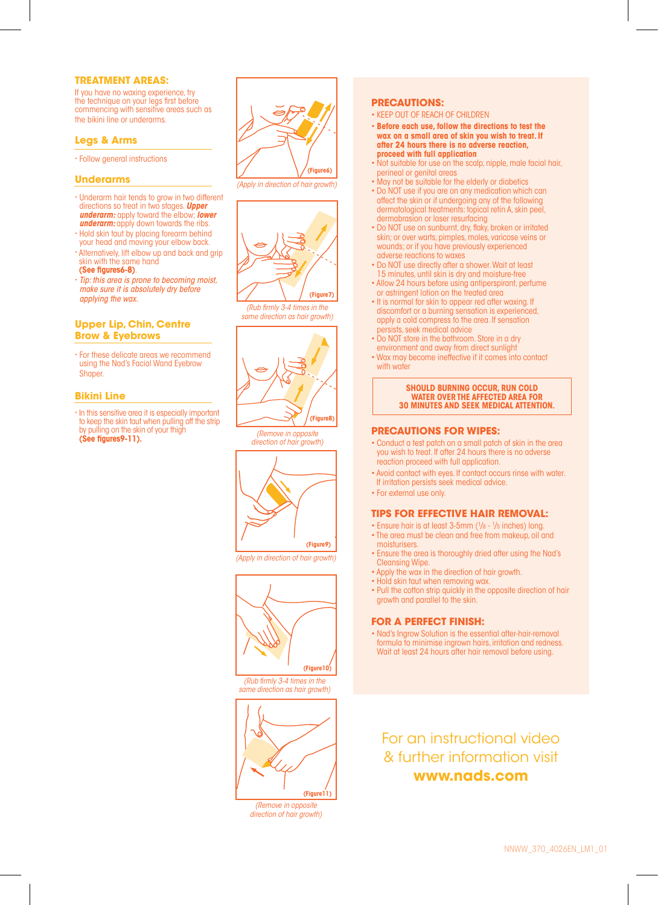## TREATMENT AREAS:

If you have no waxing experience, try the technique on your legs first before commencing with sensitive areas such as the bikini line or underarms.

### Legs & Arms

- Follow general instructions

### Underarms

- Underarm hair tends to grow in two different directions so treat in two stages. ***Upper underarm:*** apply toward the elbow; ***lower underarm:*** apply down towards the ribs.
- Hold skin taut by placing forearm behind your head and moving your elbow back.
- Alternatively, lift elbow up and back and grip skin with the same hand **(See figures6-8)**.
- *Tip: this area is prone to becoming moist, make sure it is absolutely dry before applying the wax.*

### Upper Lip, Chin, Centre Brow & Eyebrows

- For these delicate areas we recommend using the Nad's Facial Wand Eyebrow Shaper.

### Bikini Line

- In this sensitive area it is especially important to keep the skin taut when pulling off the strip by pulling on the skin of your thigh **(See figures9-11).**

(Figure6)

*(Apply in direction of hair growth)*

(Figure7)

*(Rub firmly 3-4 times in the same direction as hair growth)*

(Figure8)

*(Remove in opposite direction of hair growth)*

(Figure9)

*(Apply in direction of hair growth)*

(Figure10)

*(Rub firmly 3-4 times in the same direction as hair growth)*

(Figure11)

*(Remove in opposite direction of hair growth)*

## PRECAUTIONS:

- KEEP OUT OF REACH OF CHILDREN
- **Before each use, follow the directions to test the wax on a small area of skin you wish to treat. If after 24 hours there is no adverse reaction, proceed with full application**
- Not suitable for use on the scalp, nipple, male facial hair, perineal or genital areas
- May not be suitable for the elderly or diabetics
- Do NOT use if you are on any medication which can affect the skin or if undergoing any of the following dermatological treatments: topical retin A, skin peel, dermabrasion or laser resurfacing
- Do NOT use on sunburnt, dry, flaky, broken or irritated skin; or over warts, pimples, moles, varicose veins or wounds; or if you have previously experienced adverse reactions to waxes
- Do NOT use directly after a shower. Wait at least 15 minutes, until skin is dry and moisture-free
- Allow 24 hours before using antiperspirant, perfume or astringent lotion on the treated area
- It is normal for skin to appear red after waxing. If discomfort or a burning sensation is experienced, apply a cold compress to the area. If sensation persists, seek medical advice
- Do NOT store in the bathroom. Store in a dry environment and away from direct sunlight
- Wax may become ineffective if it comes into contact with water

**SHOULD BURNING OCCUR, RUN COLD WATER OVER THE AFFECTED AREA FOR 30 MINUTES AND SEEK MEDICAL ATTENTION.**

## PRECAUTIONS FOR WIPES:

- Conduct a test patch on a small patch of skin in the area you wish to treat. If after 24 hours there is no adverse reaction proceed with full application.
- Avoid contact with eyes. If contact occurs rinse with water. If irritation persists seek medical advice.
- For external use only.

## TIPS FOR EFFECTIVE HAIR REMOVAL:

- Ensure hair is at least 3-5mm (1/8 - 1/5 inches) long.
- The area must be clean and free from makeup, oil and moisturisers.
- Ensure the area is thoroughly dried after using the Nad's Cleansing Wipe.
- Apply the wax in the direction of hair growth.
- Hold skin taut when removing wax.
- Pull the cotton strip quickly in the opposite direction of hair growth and parallel to the skin.

## FOR A PERFECT FINISH:

- Nad's Ingrow Solution is the essential after-hair-removal formula to minimise ingrown hairs, irritation and redness. Wait at least 24 hours after hair removal before using.

For an instructional video & further information visit **www.nads.com**

NNWW_370_4026EN_LM1_01